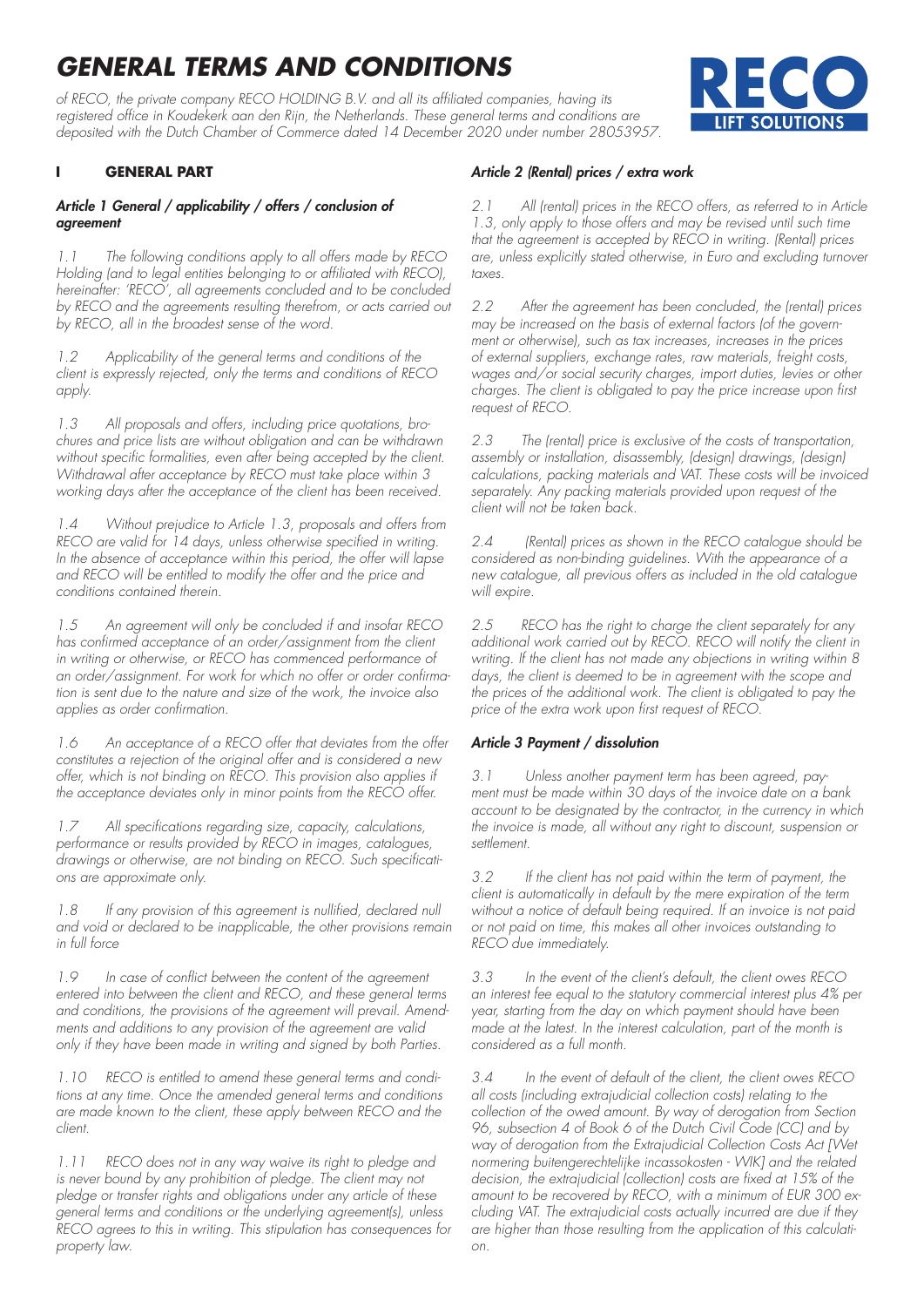# GENERAL TERMS AND CONDITIONS

*of RECO, the private company RECO HOLDING B.V. and all its affiliated companies, having its registered office in Koudekerk aan den Rijn, the Netherlands. These general terms and conditions are deposited with the Dutch Chamber of Commerce dated 14 December 2020 under number 28053957.*

RECO LIFT SOLUTIONS

## I GENERAL PART

### *Article 1 General / applicability / offers / conclusion of agreement*

*1.1 The following conditions apply to all offers made by RECO Holding (and to legal entities belonging to or affiliated with RECO), hereinafter: 'RECO', all agreements concluded and to be concluded by RECO and the agreements resulting therefrom, or acts carried out by RECO, all in the broadest sense of the word.*

*1.2 Applicability of the general terms and conditions of the client is expressly rejected, only the terms and conditions of RECO apply.*

*1.3 All proposals and offers, including price quotations, brochures and price lists are without obligation and can be withdrawn without specific formalities, even after being accepted by the client. Withdrawal after acceptance by RECO must take place within 3 working days after the acceptance of the client has been received.*

*1.4 Without prejudice to Article 1.3, proposals and offers from RECO are valid for 14 days, unless otherwise specified in writing. In the absence of acceptance within this period, the offer will lapse and RECO will be entitled to modify the offer and the price and conditions contained therein.*

*1.5 An agreement will only be concluded if and insofar RECO has confirmed acceptance of an order/assignment from the client in writing or otherwise, or RECO has commenced performance of an order/assignment. For work for which no offer or order confirmation is sent due to the nature and size of the work, the invoice also applies as order confirmation.*

*1.6 An acceptance of a RECO offer that deviates from the offer constitutes a rejection of the original offer and is considered a new offer, which is not binding on RECO. This provision also applies if the acceptance deviates only in minor points from the RECO offer.*

*1.7 All specifications regarding size, capacity, calculations, performance or results provided by RECO in images, catalogues, drawings or otherwise, are not binding on RECO. Such specifications are approximate only.*

*1.8 If any provision of this agreement is nullified, declared null and void or declared to be inapplicable, the other provisions remain in full force*

*1.9 In case of conflict between the content of the agreement entered into between the client and RECO, and these general terms and conditions, the provisions of the agreement will prevail. Amendments and additions to any provision of the agreement are valid only if they have been made in writing and signed by both Parties.*

*1.10 RECO is entitled to amend these general terms and conditions at any time. Once the amended general terms and conditions are made known to the client, these apply between RECO and the client.*

*1.11 RECO does not in any way waive its right to pledge and is never bound by any prohibition of pledge. The client may not pledge or transfer rights and obligations under any article of these general terms and conditions or the underlying agreement(s), unless RECO agrees to this in writing. This stipulation has consequences for property law.*

### *Article 2 (Rental) prices / extra work*

*2.1 All (rental) prices in the RECO offers, as referred to in Article 1.3, only apply to those offers and may be revised until such time that the agreement is accepted by RECO in writing. (Rental) prices are, unless explicitly stated otherwise, in Euro and excluding turnover taxes.*

*2.2 After the agreement has been concluded, the (rental) prices may be increased on the basis of external factors (of the government or otherwise), such as tax increases, increases in the prices of external suppliers, exchange rates, raw materials, freight costs, wages and/or social security charges, import duties, levies or other charges. The client is obligated to pay the price increase upon first request of RECO.*

*2.3 The (rental) price is exclusive of the costs of transportation, assembly or installation, disassembly, (design) drawings, (design) calculations, packing materials and VAT. These costs will be invoiced separately. Any packing materials provided upon request of the client will not be taken back.*

*2.4 (Rental) prices as shown in the RECO catalogue should be considered as non-binding guidelines. With the appearance of a new catalogue, all previous offers as included in the old catalogue will expire.*

*2.5 RECO has the right to charge the client separately for any additional work carried out by RECO. RECO will notify the client in writing. If the client has not made any objections in writing within 8 days, the client is deemed to be in agreement with the scope and the prices of the additional work. The client is obligated to pay the price of the extra work upon first request of RECO.*

### *Article 3 Payment / dissolution*

*3.1 Unless another payment term has been agreed, payment must be made within 30 days of the invoice date on a bank account to be designated by the contractor, in the currency in which the invoice is made, all without any right to discount, suspension or settlement.*

*3.2 If the client has not paid within the term of payment, the client is automatically in default by the mere expiration of the term without a notice of default being required. If an invoice is not paid or not paid on time, this makes all other invoices outstanding to RECO due immediately.*

*3.3 In the event of the client's default, the client owes RECO an interest fee equal to the statutory commercial interest plus 4% per year, starting from the day on which payment should have been made at the latest. In the interest calculation, part of the month is considered as a full month.*

*3.4 In the event of default of the client, the client owes RECO all costs (including extrajudicial collection costs) relating to the collection of the owed amount. By way of derogation from Section 96, subsection 4 of Book 6 of the Dutch Civil Code (CC) and by way of derogation from the Extrajudicial Collection Costs Act [Wet normering buitengerechtelijke incassokosten - WIK] and the related decision, the extrajudicial (collection) costs are fixed at 15% of the amount to be recovered by RECO, with a minimum of EUR 300 excluding VAT. The extrajudicial costs actually incurred are due if they are higher than those resulting from the application of this calculation.*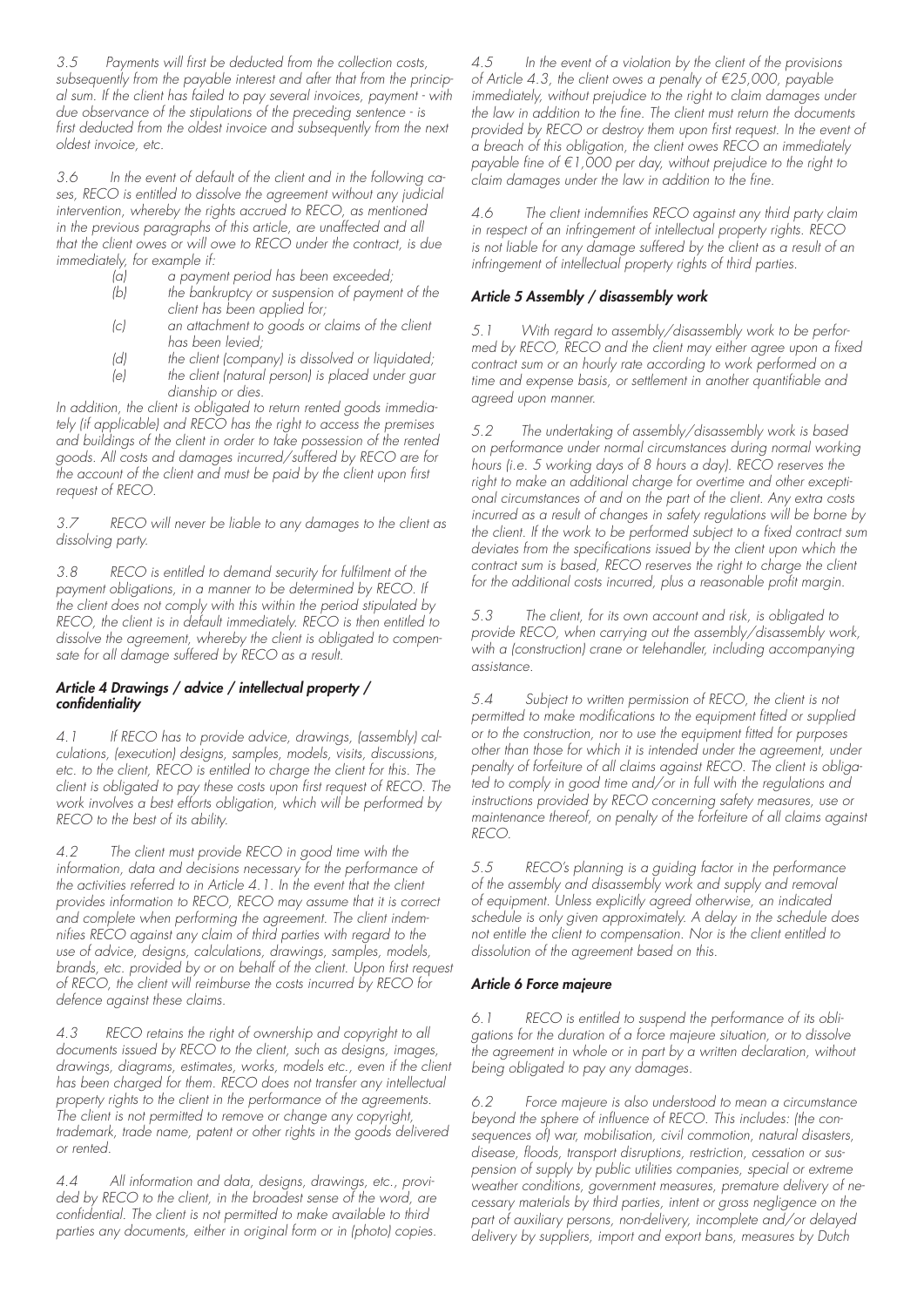*3.5 Payments will first be deducted from the collection costs, subsequently from the payable interest and after that from the principal sum. If the client has failed to pay several invoices, payment - with due observance of the stipulations of the preceding sentence - is first deducted from the oldest invoice and subsequently from the next oldest invoice, etc.*

*3.6 In the event of default of the client and in the following cases, RECO is entitled to dissolve the agreement without any judicial intervention, whereby the rights accrued to RECO, as mentioned in the previous paragraphs of this article, are unaffected and all that the client owes or will owe to RECO under the contract, is due immediately, for example if:*

- *(a) a payment period has been exceeded;*
- *(b) the bankruptcy or suspension of payment of the client has been applied for;*
- *(c) an attachment to goods or claims of the client has been levied;*
- *(d) the client (company) is dissolved or liquidated;*
- *(e) the client (natural person) is placed under guardianship or dies.*

*In addition, the client is obligated to return rented goods immediately (if applicable) and RECO has the right to access the premises and buildings of the client in order to take possession of the rented goods. All costs and damages incurred/suffered by RECO are for the account of the client and must be paid by the client upon first request of RECO.*

*3.7 RECO will never be liable to any damages to the client as dissolving party.*

*3.8 RECO is entitled to demand security for fulfilment of the payment obligations, in a manner to be determined by RECO. If the client does not comply with this within the period stipulated by RECO, the client is in default immediately. RECO is then entitled to dissolve the agreement, whereby the client is obligated to compensate for all damage suffered by RECO as a result.*

### *Article 4 Drawings / advice / intellectual property / confidentiality*

*4.1 If RECO has to provide advice, drawings, (assembly) calculations, (execution) designs, samples, models, visits, discussions, etc. to the client, RECO is entitled to charge the client for this. The client is obligated to pay these costs upon first request of RECO. The work involves a best efforts obligation, which will be performed by RECO to the best of its ability.*

*4.2 The client must provide RECO in good time with the information, data and decisions necessary for the performance of the activities referred to in Article 4.1. In the event that the client provides information to RECO, RECO may assume that it is correct and complete when performing the agreement. The client indemnifies RECO against any claim of third parties with regard to the use of advice, designs, calculations, drawings, samples, models, brands, etc. provided by or on behalf of the client. Upon first request of RECO, the client will reimburse the costs incurred by RECO for defence against these claims.*

*4.3 RECO retains the right of ownership and copyright to all documents issued by RECO to the client, such as designs, images, drawings, diagrams, estimates, works, models etc., even if the client has been charged for them. RECO does not transfer any intellectual property rights to the client in the performance of the agreements. The client is not permitted to remove or change any copyright, trademark, trade name, patent or other rights in the goods delivered or rented.*

*4.4 All information and data, designs, drawings, etc., provided by RECO to the client, in the broadest sense of the word, are confidential. The client is not permitted to make available to third parties any documents, either in original form or in (photo) copies.*

*4.5 In the event of a violation by the client of the provisions of Article 4.3, the client owes a penalty of €25,000, payable immediately, without prejudice to the right to claim damages under the law in addition to the fine. The client must return the documents provided by RECO or destroy them upon first request. In the event of a breach of this obligation, the client owes RECO an immediately payable fine of €1,000 per day, without prejudice to the right to claim damages under the law in addition to the fine.*

*4.6 The client indemnifies RECO against any third party claim in respect of an infringement of intellectual property rights. RECO is not liable for any damage suffered by the client as a result of an infringement of intellectual property rights of third parties.*

### *Article 5 Assembly / disassembly work*

*5.1 With regard to assembly/disassembly work to be performed by RECO, RECO and the client may either agree upon a fixed contract sum or an hourly rate according to work performed on a time and expense basis, or settlement in another quantifiable and agreed upon manner.*

*5.2 The undertaking of assembly/disassembly work is based on performance under normal circumstances during normal working hours (i.e. 5 working days of 8 hours a day). RECO reserves the right to make an additional charge for overtime and other exceptional circumstances of and on the part of the client. Any extra costs incurred as a result of changes in safety regulations will be borne by the client. If the work to be performed subject to a fixed contract sum deviates from the specifications issued by the client upon which the contract sum is based, RECO reserves the right to charge the client for the additional costs incurred, plus a reasonable profit margin.*

*5.3 The client, for its own account and risk, is obligated to provide RECO, when carrying out the assembly/disassembly work, with a (construction) crane or telehandler, including accompanying assistance.*

*5.4 Subject to written permission of RECO, the client is not permitted to make modifications to the equipment fitted or supplied or to the construction, nor to use the equipment fitted for purposes other than those for which it is intended under the agreement, under penalty of forfeiture of all claims against RECO. The client is obligated to comply in good time and/or in full with the regulations and instructions provided by RECO concerning safety measures, use or maintenance thereof, on penalty of the forfeiture of all claims against RECO.*

*5.5 RECO's planning is a guiding factor in the performance of the assembly and disassembly work and supply and removal of equipment. Unless explicitly agreed otherwise, an indicated schedule is only given approximately. A delay in the schedule does not entitle the client to compensation. Nor is the client entitled to dissolution of the agreement based on this.*

### *Article 6 Force majeure*

*6.1 RECO is entitled to suspend the performance of its obligations for the duration of a force majeure situation, or to dissolve the agreement in whole or in part by a written declaration, without being obligated to pay any damages.*

*6.2 Force majeure is also understood to mean a circumstance beyond the sphere of influence of RECO. This includes: (the consequences of) war, mobilisation, civil commotion, natural disasters, disease, floods, transport disruptions, restriction, cessation or suspension of supply by public utilities companies, special or extreme weather conditions, government measures, premature delivery of necessary materials by third parties, intent or gross negligence on the part of auxiliary persons, non-delivery, incomplete and/or delayed delivery by suppliers, import and export bans, measures by Dutch*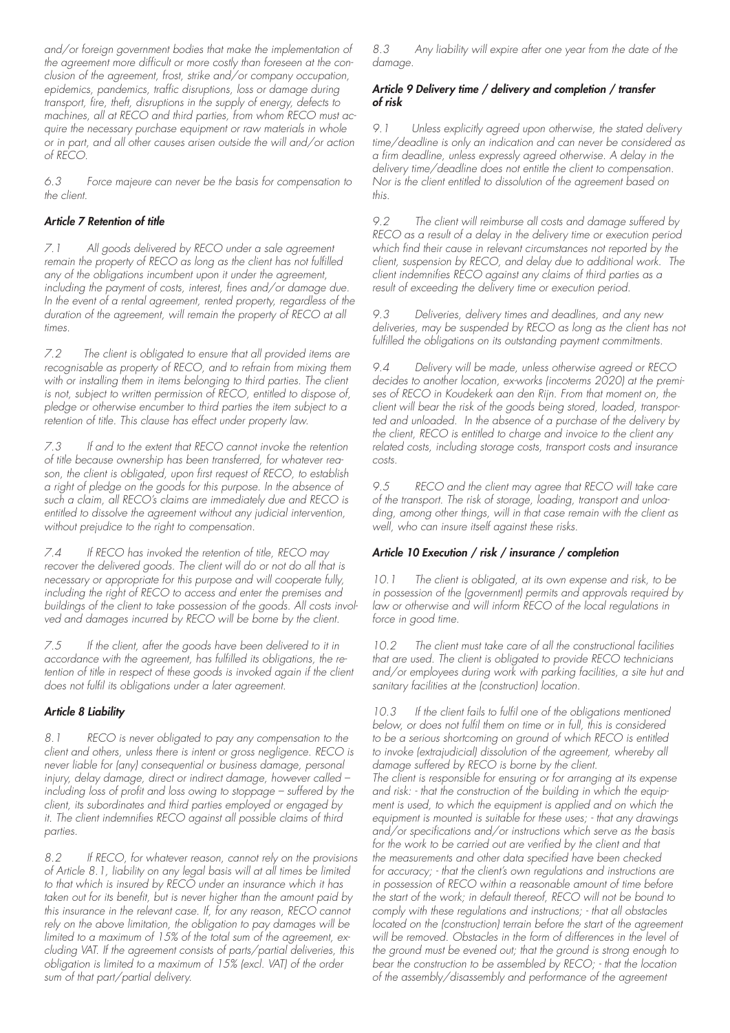*and/or foreign government bodies that make the implementation of the agreement more difficult or more costly than foreseen at the conclusion of the agreement, frost, strike and/or company occupation, epidemics, pandemics, traffic disruptions, loss or damage during transport, fire, theft, disruptions in the supply of energy, defects to machines, all at RECO and third parties, from whom RECO must acquire the necessary purchase equipment or raw materials in whole or in part, and all other causes arisen outside the will and/or action of RECO.*

*6.3 Force majeure can never be the basis for compensation to the client.*

### *Article 7 Retention of title*

*7.1 All goods delivered by RECO under a sale agreement remain the property of RECO as long as the client has not fulfilled any of the obligations incumbent upon it under the agreement, including the payment of costs, interest, fines and/or damage due. In the event of a rental agreement, rented property, regardless of the duration of the agreement, will remain the property of RECO at all times.*

*7.2 The client is obligated to ensure that all provided items are recognisable as property of RECO, and to refrain from mixing them with or installing them in items belonging to third parties. The client is not, subject to written permission of RECO, entitled to dispose of, pledge or otherwise encumber to third parties the item subject to a retention of title. This clause has effect under property law.*

*7.3 If and to the extent that RECO cannot invoke the retention of title because ownership has been transferred, for whatever reason, the client is obligated, upon first request of RECO, to establish a right of pledge on the goods for this purpose. In the absence of such a claim, all RECO's claims are immediately due and RECO is entitled to dissolve the agreement without any judicial intervention, without prejudice to the right to compensation.*

*7.4 If RECO has invoked the retention of title, RECO may recover the delivered goods. The client will do or not do all that is necessary or appropriate for this purpose and will cooperate fully, including the right of RECO to access and enter the premises and buildings of the client to take possession of the goods. All costs involved and damages incurred by RECO will be borne by the client.*

*7.5 If the client, after the goods have been delivered to it in accordance with the agreement, has fulfilled its obligations, the retention of title in respect of these goods is invoked again if the client does not fulfil its obligations under a later agreement.*

### *Article 8 Liability*

*8.1 RECO is never obligated to pay any compensation to the client and others, unless there is intent or gross negligence. RECO is never liable for (any) consequential or business damage, personal injury, delay damage, direct or indirect damage, however called – including loss of profit and loss owing to stoppage – suffered by the client, its subordinates and third parties employed or engaged by it. The client indemnifies RECO against all possible claims of third parties.*

*8.2 If RECO, for whatever reason, cannot rely on the provisions of Article 8.1, liability on any legal basis will at all times be limited to that which is insured by RECO under an insurance which it has taken out for its benefit, but is never higher than the amount paid by this insurance in the relevant case. If, for any reason, RECO cannot rely on the above limitation, the obligation to pay damages will be limited to a maximum of 15% of the total sum of the agreement, excluding VAT. If the agreement consists of parts/partial deliveries, this obligation is limited to a maximum of 15% (excl. VAT) of the order sum of that part/partial delivery.*

*8.3 Any liability will expire after one year from the date of the damage.*

### *Article 9 Delivery time / delivery and completion / transfer of risk*

*9.1 Unless explicitly agreed upon otherwise, the stated delivery time/deadline is only an indication and can never be considered as a firm deadline, unless expressly agreed otherwise. A delay in the delivery time/deadline does not entitle the client to compensation. Nor is the client entitled to dissolution of the agreement based on this.*

*9.2 The client will reimburse all costs and damage suffered by RECO as a result of a delay in the delivery time or execution period which find their cause in relevant circumstances not reported by the client, suspension by RECO, and delay due to additional work. The client indemnifies RECO against any claims of third parties as a result of exceeding the delivery time or execution period.*

*9.3 Deliveries, delivery times and deadlines, and any new deliveries, may be suspended by RECO as long as the client has not fulfilled the obligations on its outstanding payment commitments.*

*9.4 Delivery will be made, unless otherwise agreed or RECO decides to another location, ex-works (incoterms 2020) at the premises of RECO in Koudekerk aan den Rijn. From that moment on, the client will bear the risk of the goods being stored, loaded, transported and unloaded. In the absence of a purchase of the delivery by the client, RECO is entitled to charge and invoice to the client any related costs, including storage costs, transport costs and insurance costs.*

*9.5 RECO and the client may agree that RECO will take care of the transport. The risk of storage, loading, transport and unloading, among other things, will in that case remain with the client as well, who can insure itself against these risks.*

### *Article 10 Execution / risk / insurance / completion*

*10.1 The client is obligated, at its own expense and risk, to be in possession of the (government) permits and approvals required by law or otherwise and will inform RECO of the local regulations in force in good time.*

*10.2 The client must take care of all the constructional facilities that are used. The client is obligated to provide RECO technicians and/or employees during work with parking facilities, a site hut and sanitary facilities at the (construction) location.*

*10.3 If the client fails to fulfil one of the obligations mentioned below, or does not fulfil them on time or in full, this is considered to be a serious shortcoming on ground of which RECO is entitled to invoke (extrajudicial) dissolution of the agreement, whereby all damage suffered by RECO is borne by the client.*
*The client is responsible for ensuring or for arranging at its expense and risk: - that the construction of the building in which the equipment is used, to which the equipment is applied and on which the equipment is mounted is suitable for these uses; - that any drawings and/or specifications and/or instructions which serve as the basis for the work to be carried out are verified by the client and that the measurements and other data specified have been checked for accuracy; - that the client's own regulations and instructions are in possession of RECO within a reasonable amount of time before the start of the work; in default thereof, RECO will not be bound to comply with these regulations and instructions; - that all obstacles located on the (construction) terrain before the start of the agreement will be removed. Obstacles in the form of differences in the level of the ground must be evened out; that the ground is strong enough to bear the construction to be assembled by RECO; - that the location of the assembly/disassembly and performance of the agreement*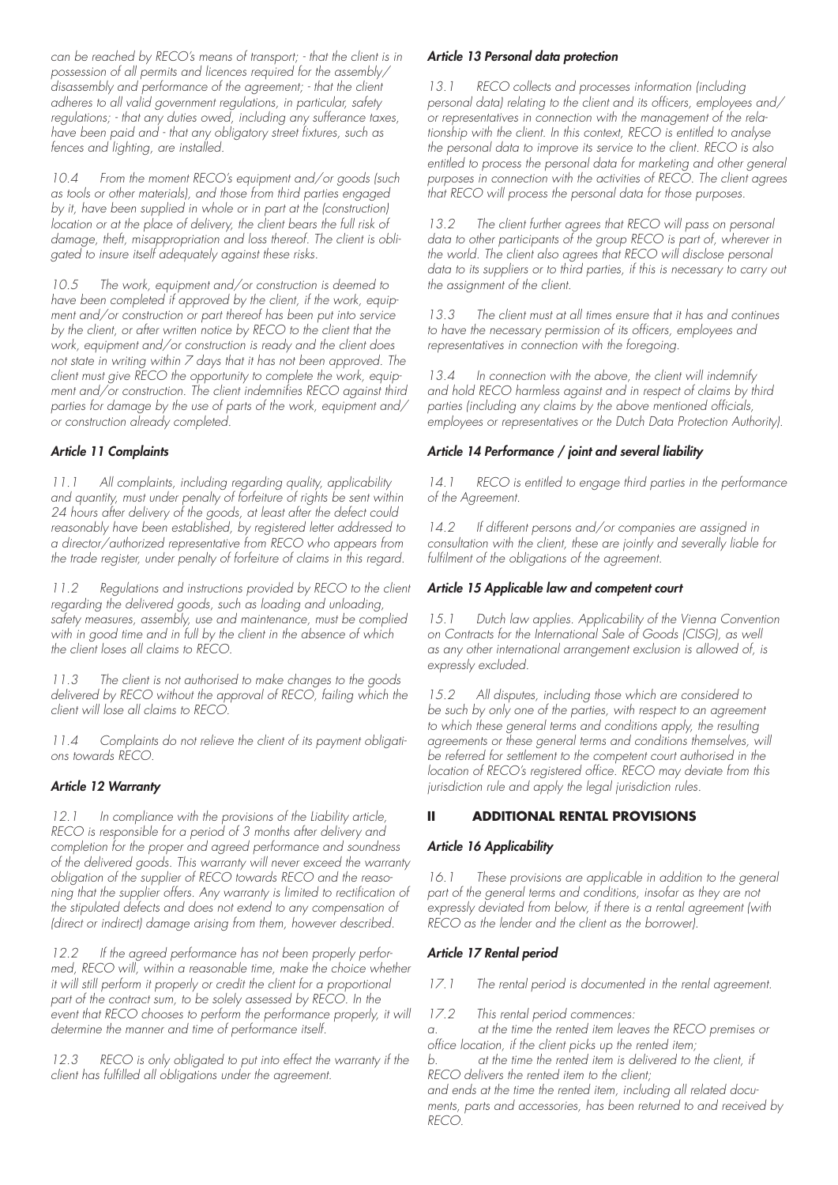*can be reached by RECO's means of transport; - that the client is in possession of all permits and licences required for the assembly/disassembly and performance of the agreement; - that the client adheres to all valid government regulations, in particular, safety regulations; - that any duties owed, including any sufferance taxes, have been paid and - that any obligatory street fixtures, such as fences and lighting, are installed.*

*10.4 From the moment RECO's equipment and/or goods (such as tools or other materials), and those from third parties engaged by it, have been supplied in whole or in part at the (construction) location or at the place of delivery, the client bears the full risk of damage, theft, misappropriation and loss thereof. The client is obligated to insure itself adequately against these risks.*

*10.5 The work, equipment and/or construction is deemed to have been completed if approved by the client, if the work, equipment and/or construction or part thereof has been put into service by the client, or after written notice by RECO to the client that the work, equipment and/or construction is ready and the client does not state in writing within 7 days that it has not been approved. The client must give RECO the opportunity to complete the work, equipment and/or construction. The client indemnifies RECO against third parties for damage by the use of parts of the work, equipment and/or construction already completed.*

### *Article 11 Complaints*

*11.1 All complaints, including regarding quality, applicability and quantity, must under penalty of forfeiture of rights be sent within 24 hours after delivery of the goods, at least after the defect could reasonably have been established, by registered letter addressed to a director/authorized representative from RECO who appears from the trade register, under penalty of forfeiture of claims in this regard.*

*11.2 Regulations and instructions provided by RECO to the client regarding the delivered goods, such as loading and unloading, safety measures, assembly, use and maintenance, must be complied with in good time and in full by the client in the absence of which the client loses all claims to RECO.*

*11.3 The client is not authorised to make changes to the goods delivered by RECO without the approval of RECO, failing which the client will lose all claims to RECO.*

*11.4 Complaints do not relieve the client of its payment obligations towards RECO.*

### *Article 12 Warranty*

*12.1 In compliance with the provisions of the Liability article, RECO is responsible for a period of 3 months after delivery and completion for the proper and agreed performance and soundness of the delivered goods. This warranty will never exceed the warranty obligation of the supplier of RECO towards RECO and the reasoning that the supplier offers. Any warranty is limited to rectification of the stipulated defects and does not extend to any compensation of (direct or indirect) damage arising from them, however described.*

*12.2 If the agreed performance has not been properly performed, RECO will, within a reasonable time, make the choice whether it will still perform it properly or credit the client for a proportional part of the contract sum, to be solely assessed by RECO. In the event that RECO chooses to perform the performance properly, it will determine the manner and time of performance itself.*

*12.3 RECO is only obligated to put into effect the warranty if the client has fulfilled all obligations under the agreement.*

### *Article 13 Personal data protection*

*13.1 RECO collects and processes information (including personal data) relating to the client and its officers, employees and/or representatives in connection with the management of the relationship with the client. In this context, RECO is entitled to analyse the personal data to improve its service to the client. RECO is also entitled to process the personal data for marketing and other general purposes in connection with the activities of RECO. The client agrees that RECO will process the personal data for those purposes.*

*13.2 The client further agrees that RECO will pass on personal data to other participants of the group RECO is part of, wherever in the world. The client also agrees that RECO will disclose personal data to its suppliers or to third parties, if this is necessary to carry out the assignment of the client.*

*13.3 The client must at all times ensure that it has and continues to have the necessary permission of its officers, employees and representatives in connection with the foregoing.*

*13.4 In connection with the above, the client will indemnify and hold RECO harmless against and in respect of claims by third parties (including any claims by the above mentioned officials, employees or representatives or the Dutch Data Protection Authority).*

### *Article 14 Performance / joint and several liability*

*14.1 RECO is entitled to engage third parties in the performance of the Agreement.*

*14.2 If different persons and/or companies are assigned in consultation with the client, these are jointly and severally liable for fulfilment of the obligations of the agreement.*

### *Article 15 Applicable law and competent court*

*15.1 Dutch law applies. Applicability of the Vienna Convention on Contracts for the International Sale of Goods (CISG), as well as any other international arrangement exclusion is allowed of, is expressly excluded.*

*15.2 All disputes, including those which are considered to be such by only one of the parties, with respect to an agreement to which these general terms and conditions apply, the resulting agreements or these general terms and conditions themselves, will be referred for settlement to the competent court authorised in the location of RECO's registered office. RECO may deviate from this jurisdiction rule and apply the legal jurisdiction rules.*

## II ADDITIONAL RENTAL PROVISIONS

### *Article 16 Applicability*

*16.1 These provisions are applicable in addition to the general part of the general terms and conditions, insofar as they are not expressly deviated from below, if there is a rental agreement (with RECO as the lender and the client as the borrower).*

### *Article 17 Rental period*

*17.1 The rental period is documented in the rental agreement.*

*17.2 This rental period commences:*
*a. at the time the rented item leaves the RECO premises or office location, if the client picks up the rented item;*
*b. at the time the rented item is delivered to the client, if RECO delivers the rented item to the client;*
*and ends at the time the rented item, including all related documents, parts and accessories, has been returned to and received by RECO.*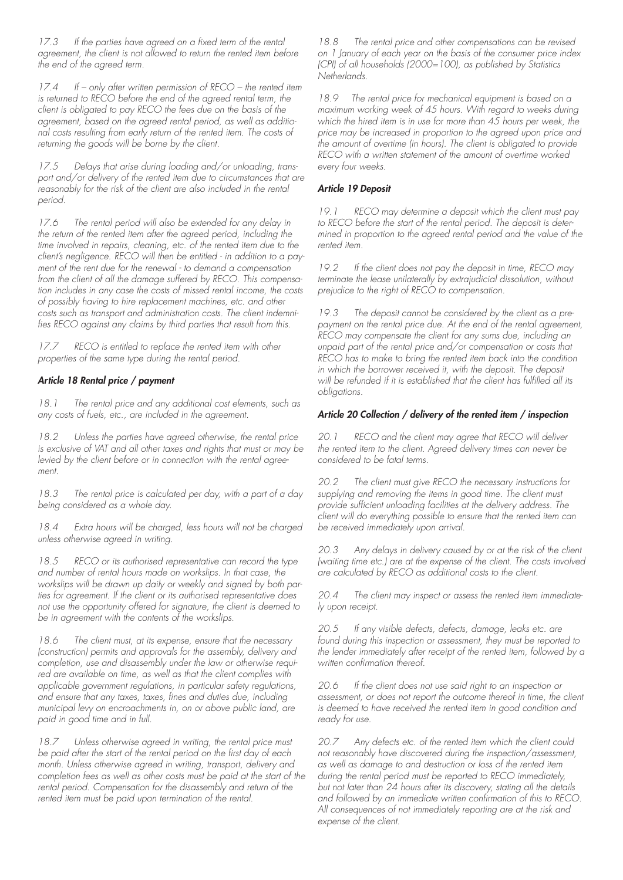*17.3 If the parties have agreed on a fixed term of the rental agreement, the client is not allowed to return the rented item before the end of the agreed term.*

*17.4 If – only after written permission of RECO – the rented item is returned to RECO before the end of the agreed rental term, the client is obligated to pay RECO the fees due on the basis of the agreement, based on the agreed rental period, as well as additional costs resulting from early return of the rented item. The costs of returning the goods will be borne by the client.*

*17.5 Delays that arise during loading and/or unloading, transport and/or delivery of the rented item due to circumstances that are reasonably for the risk of the client are also included in the rental period.*

*17.6 The rental period will also be extended for any delay in the return of the rented item after the agreed period, including the time involved in repairs, cleaning, etc. of the rented item due to the client's negligence. RECO will then be entitled - in addition to a payment of the rent due for the renewal - to demand a compensation from the client of all the damage suffered by RECO. This compensation includes in any case the costs of missed rental income, the costs of possibly having to hire replacement machines, etc. and other costs such as transport and administration costs. The client indemnifies RECO against any claims by third parties that result from this.*

*17.7 RECO is entitled to replace the rented item with other properties of the same type during the rental period.*

### *Article 18 Rental price / payment*

*18.1 The rental price and any additional cost elements, such as any costs of fuels, etc., are included in the agreement.*

*18.2 Unless the parties have agreed otherwise, the rental price is exclusive of VAT and all other taxes and rights that must or may be levied by the client before or in connection with the rental agreement.*

*18.3 The rental price is calculated per day, with a part of a day being considered as a whole day.*

*18.4 Extra hours will be charged, less hours will not be charged unless otherwise agreed in writing.*

*18.5 RECO or its authorised representative can record the type and number of rental hours made on workslips. In that case, the workslips will be drawn up daily or weekly and signed by both parties for agreement. If the client or its authorised representative does not use the opportunity offered for signature, the client is deemed to be in agreement with the contents of the workslips.*

*18.6 The client must, at its expense, ensure that the necessary (construction) permits and approvals for the assembly, delivery and completion, use and disassembly under the law or otherwise required are available on time, as well as that the client complies with applicable government regulations, in particular safety regulations, and ensure that any taxes, taxes, fines and duties due, including municipal levy on encroachments in, on or above public land, are paid in good time and in full.*

*18.7 Unless otherwise agreed in writing, the rental price must be paid after the start of the rental period on the first day of each month. Unless otherwise agreed in writing, transport, delivery and completion fees as well as other costs must be paid at the start of the rental period. Compensation for the disassembly and return of the rented item must be paid upon termination of the rental.*

*18.8 The rental price and other compensations can be revised on 1 January of each year on the basis of the consumer price index (CPI) of all households (2000=100), as published by Statistics Netherlands.*

*18.9 The rental price for mechanical equipment is based on a maximum working week of 45 hours. With regard to weeks during which the hired item is in use for more than 45 hours per week, the price may be increased in proportion to the agreed upon price and the amount of overtime (in hours). The client is obligated to provide RECO with a written statement of the amount of overtime worked every four weeks.*

### *Article 19 Deposit*

*19.1 RECO may determine a deposit which the client must pay to RECO before the start of the rental period. The deposit is determined in proportion to the agreed rental period and the value of the rented item.*

*19.2 If the client does not pay the deposit in time, RECO may terminate the lease unilaterally by extrajudicial dissolution, without prejudice to the right of RECO to compensation.*

*19.3 The deposit cannot be considered by the client as a prepayment on the rental price due. At the end of the rental agreement, RECO may compensate the client for any sums due, including an unpaid part of the rental price and/or compensation or costs that RECO has to make to bring the rented item back into the condition in which the borrower received it, with the deposit. The deposit will be refunded if it is established that the client has fulfilled all its obligations.*

### *Article 20 Collection / delivery of the rented item / inspection*

*20.1 RECO and the client may agree that RECO will deliver the rented item to the client. Agreed delivery times can never be considered to be fatal terms.*

*20.2 The client must give RECO the necessary instructions for supplying and removing the items in good time. The client must provide sufficient unloading facilities at the delivery address. The client will do everything possible to ensure that the rented item can be received immediately upon arrival.*

*20.3 Any delays in delivery caused by or at the risk of the client (waiting time etc.) are at the expense of the client. The costs involved are calculated by RECO as additional costs to the client.*

*20.4 The client may inspect or assess the rented item immediately upon receipt.*

*20.5 If any visible defects, defects, damage, leaks etc. are found during this inspection or assessment, they must be reported to the lender immediately after receipt of the rented item, followed by a written confirmation thereof.*

*20.6 If the client does not use said right to an inspection or assessment, or does not report the outcome thereof in time, the client is deemed to have received the rented item in good condition and ready for use.*

*20.7 Any defects etc. of the rented item which the client could not reasonably have discovered during the inspection/assessment, as well as damage to and destruction or loss of the rented item during the rental period must be reported to RECO immediately, but not later than 24 hours after its discovery, stating all the details and followed by an immediate written confirmation of this to RECO. All consequences of not immediately reporting are at the risk and expense of the client.*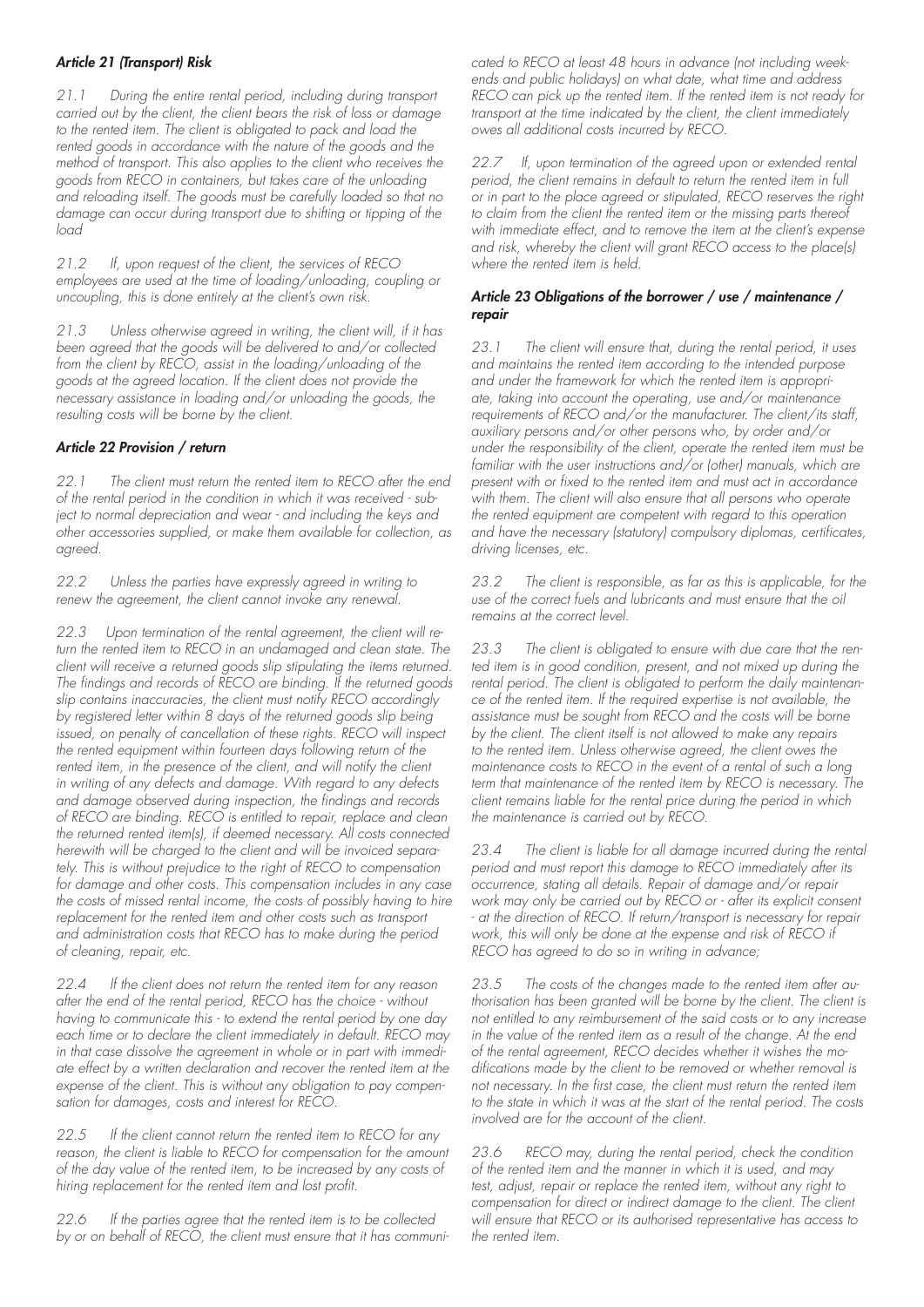### *Article 21 (Transport) Risk*

*21.1 During the entire rental period, including during transport carried out by the client, the client bears the risk of loss or damage to the rented item. The client is obligated to pack and load the rented goods in accordance with the nature of the goods and the method of transport. This also applies to the client who receives the goods from RECO in containers, but takes care of the unloading and reloading itself. The goods must be carefully loaded so that no damage can occur during transport due to shifting or tipping of the load*

*21.2 If, upon request of the client, the services of RECO employees are used at the time of loading/unloading, coupling or uncoupling, this is done entirely at the client's own risk.*

*21.3 Unless otherwise agreed in writing, the client will, if it has been agreed that the goods will be delivered to and/or collected from the client by RECO, assist in the loading/unloading of the goods at the agreed location. If the client does not provide the necessary assistance in loading and/or unloading the goods, the resulting costs will be borne by the client.*

### *Article 22 Provision / return*

*22.1 The client must return the rented item to RECO after the end of the rental period in the condition in which it was received - subject to normal depreciation and wear - and including the keys and other accessories supplied, or make them available for collection, as agreed.*

*22.2 Unless the parties have expressly agreed in writing to renew the agreement, the client cannot invoke any renewal.*

*22.3 Upon termination of the rental agreement, the client will return the rented item to RECO in an undamaged and clean state. The client will receive a returned goods slip stipulating the items returned. The findings and records of RECO are binding. If the returned goods slip contains inaccuracies, the client must notify RECO accordingly by registered letter within 8 days of the returned goods slip being issued, on penalty of cancellation of these rights. RECO will inspect the rented equipment within fourteen days following return of the rented item, in the presence of the client, and will notify the client in writing of any defects and damage. With regard to any defects and damage observed during inspection, the findings and records of RECO are binding. RECO is entitled to repair, replace and clean the returned rented item(s), if deemed necessary. All costs connected herewith will be charged to the client and will be invoiced separately. This is without prejudice to the right of RECO to compensation for damage and other costs. This compensation includes in any case the costs of missed rental income, the costs of possibly having to hire replacement for the rented item and other costs such as transport and administration costs that RECO has to make during the period of cleaning, repair, etc.*

*22.4 If the client does not return the rented item for any reason after the end of the rental period, RECO has the choice - without having to communicate this - to extend the rental period by one day each time or to declare the client immediately in default. RECO may in that case dissolve the agreement in whole or in part with immediate effect by a written declaration and recover the rented item at the expense of the client. This is without any obligation to pay compensation for damages, costs and interest for RECO.*

*22.5 If the client cannot return the rented item to RECO for any reason, the client is liable to RECO for compensation for the amount of the day value of the rented item, to be increased by any costs of hiring replacement for the rented item and lost profit.*

*22.6 If the parties agree that the rented item is to be collected by or on behalf of RECO, the client must ensure that it has communicated to RECO at least 48 hours in advance (not including weekends and public holidays) on what date, what time and address RECO can pick up the rented item. If the rented item is not ready for transport at the time indicated by the client, the client immediately owes all additional costs incurred by RECO.*

*22.7 If, upon termination of the agreed upon or extended rental period, the client remains in default to return the rented item in full or in part to the place agreed or stipulated, RECO reserves the right to claim from the client the rented item or the missing parts thereof with immediate effect, and to remove the item at the client's expense and risk, whereby the client will grant RECO access to the place(s) where the rented item is held.*

### *Article 23 Obligations of the borrower / use / maintenance / repair*

*23.1 The client will ensure that, during the rental period, it uses and maintains the rented item according to the intended purpose and under the framework for which the rented item is appropriate, taking into account the operating, use and/or maintenance requirements of RECO and/or the manufacturer. The client/its staff, auxiliary persons and/or other persons who, by order and/or under the responsibility of the client, operate the rented item must be familiar with the user instructions and/or (other) manuals, which are present with or fixed to the rented item and must act in accordance with them. The client will also ensure that all persons who operate the rented equipment are competent with regard to this operation and have the necessary (statutory) compulsory diplomas, certificates, driving licenses, etc.*

*23.2 The client is responsible, as far as this is applicable, for the use of the correct fuels and lubricants and must ensure that the oil remains at the correct level.*

*23.3 The client is obligated to ensure with due care that the rented item is in good condition, present, and not mixed up during the rental period. The client is obligated to perform the daily maintenance of the rented item. If the required expertise is not available, the assistance must be sought from RECO and the costs will be borne by the client. The client itself is not allowed to make any repairs to the rented item. Unless otherwise agreed, the client owes the maintenance costs to RECO in the event of a rental of such a long term that maintenance of the rented item by RECO is necessary. The client remains liable for the rental price during the period in which the maintenance is carried out by RECO.*

*23.4 The client is liable for all damage incurred during the rental period and must report this damage to RECO immediately after its occurrence, stating all details. Repair of damage and/or repair work may only be carried out by RECO or - after its explicit consent - at the direction of RECO. If return/transport is necessary for repair work, this will only be done at the expense and risk of RECO if RECO has agreed to do so in writing in advance;*

*23.5 The costs of the changes made to the rented item after authorisation has been granted will be borne by the client. The client is not entitled to any reimbursement of the said costs or to any increase in the value of the rented item as a result of the change. At the end of the rental agreement, RECO decides whether it wishes the modifications made by the client to be removed or whether removal is not necessary. In the first case, the client must return the rented item to the state in which it was at the start of the rental period. The costs involved are for the account of the client.*

*23.6 RECO may, during the rental period, check the condition of the rented item and the manner in which it is used, and may test, adjust, repair or replace the rented item, without any right to compensation for direct or indirect damage to the client. The client will ensure that RECO or its authorised representative has access to the rented item.*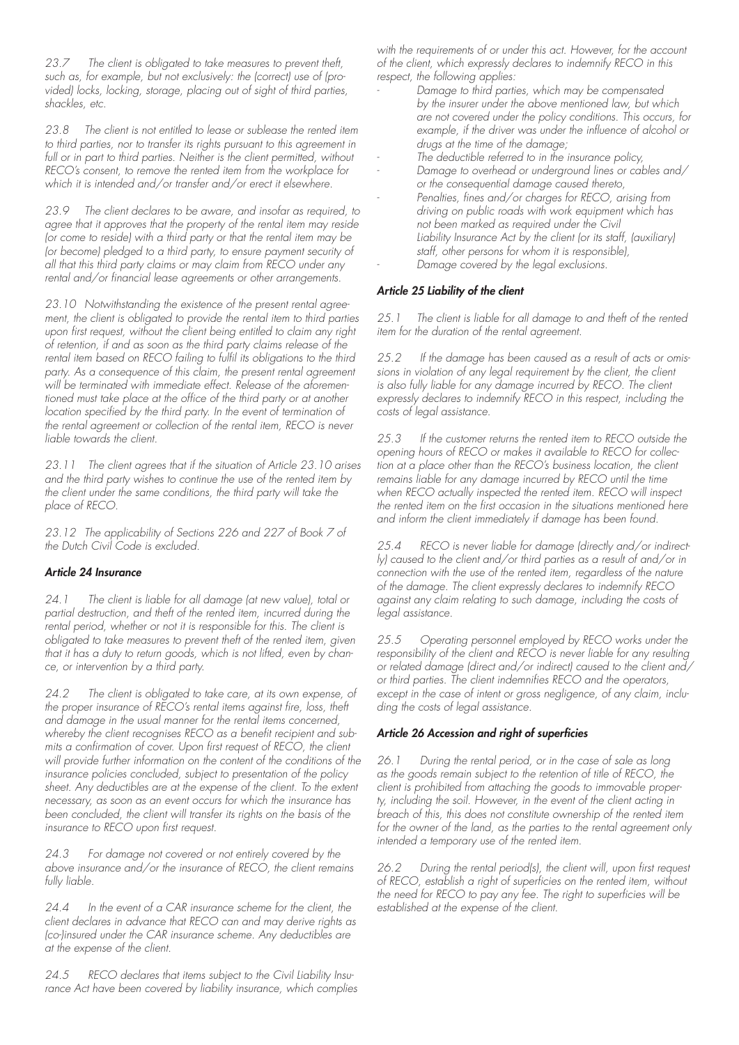*23.7 The client is obligated to take measures to prevent theft, such as, for example, but not exclusively: the (correct) use of (provided) locks, locking, storage, placing out of sight of third parties, shackles, etc.*

*23.8 The client is not entitled to lease or sublease the rented item to third parties, nor to transfer its rights pursuant to this agreement in full or in part to third parties. Neither is the client permitted, without RECO's consent, to remove the rented item from the workplace for which it is intended and/or transfer and/or erect it elsewhere.*

*23.9 The client declares to be aware, and insofar as required, to agree that it approves that the property of the rental item may reside (or come to reside) with a third party or that the rental item may be (or become) pledged to a third party, to ensure payment security of all that this third party claims or may claim from RECO under any rental and/or financial lease agreements or other arrangements.*

*23.10 Notwithstanding the existence of the present rental agreement, the client is obligated to provide the rental item to third parties upon first request, without the client being entitled to claim any right of retention, if and as soon as the third party claims release of the rental item based on RECO failing to fulfil its obligations to the third party. As a consequence of this claim, the present rental agreement will be terminated with immediate effect. Release of the aforementioned must take place at the office of the third party or at another location specified by the third party. In the event of termination of the rental agreement or collection of the rental item, RECO is never liable towards the client.*

*23.11 The client agrees that if the situation of Article 23.10 arises and the third party wishes to continue the use of the rented item by the client under the same conditions, the third party will take the place of RECO.*

*23.12 The applicability of Sections 226 and 227 of Book 7 of the Dutch Civil Code is excluded.*

### *Article 24 Insurance*

*24.1 The client is liable for all damage (at new value), total or partial destruction, and theft of the rented item, incurred during the rental period, whether or not it is responsible for this. The client is obligated to take measures to prevent theft of the rented item, given that it has a duty to return goods, which is not lifted, even by chance, or intervention by a third party.*

*24.2 The client is obligated to take care, at its own expense, of the proper insurance of RECO's rental items against fire, loss, theft and damage in the usual manner for the rental items concerned, whereby the client recognises RECO as a benefit recipient and submits a confirmation of cover. Upon first request of RECO, the client will provide further information on the content of the conditions of the insurance policies concluded, subject to presentation of the policy sheet. Any deductibles are at the expense of the client. To the extent necessary, as soon as an event occurs for which the insurance has been concluded, the client will transfer its rights on the basis of the insurance to RECO upon first request.*

*24.3 For damage not covered or not entirely covered by the above insurance and/or the insurance of RECO, the client remains fully liable.*

*24.4 In the event of a CAR insurance scheme for the client, the client declares in advance that RECO can and may derive rights as (co-)insured under the CAR insurance scheme. Any deductibles are at the expense of the client.*

*24.5 RECO declares that items subject to the Civil Liability Insurance Act have been covered by liability insurance, which complies with the requirements of or under this act. However, for the account of the client, which expressly declares to indemnify RECO in this respect, the following applies:*

- *Damage to third parties, which may be compensated by the insurer under the above mentioned law, but which are not covered under the policy conditions. This occurs, for example, if the driver was under the influence of alcohol or drugs at the time of the damage;*
- *The deductible referred to in the insurance policy,*
- *Damage to overhead or underground lines or cables and/or the consequential damage caused thereto,*
- *Penalties, fines and/or charges for RECO, arising from driving on public roads with work equipment which has not been marked as required under the Civil Liability Insurance Act by the client (or its staff, (auxiliary) staff, other persons for whom it is responsible),*
- *Damage covered by the legal exclusions.*

### *Article 25 Liability of the client*

*25.1 The client is liable for all damage to and theft of the rented item for the duration of the rental agreement.*

*25.2 If the damage has been caused as a result of acts or omissions in violation of any legal requirement by the client, the client is also fully liable for any damage incurred by RECO. The client expressly declares to indemnify RECO in this respect, including the costs of legal assistance.*

*25.3 If the customer returns the rented item to RECO outside the opening hours of RECO or makes it available to RECO for collection at a place other than the RECO's business location, the client remains liable for any damage incurred by RECO until the time when RECO actually inspected the rented item. RECO will inspect the rented item on the first occasion in the situations mentioned here and inform the client immediately if damage has been found.*

*25.4 RECO is never liable for damage (directly and/or indirectly) caused to the client and/or third parties as a result of and/or in connection with the use of the rented item, regardless of the nature of the damage. The client expressly declares to indemnify RECO against any claim relating to such damage, including the costs of legal assistance.*

*25.5 Operating personnel employed by RECO works under the responsibility of the client and RECO is never liable for any resulting or related damage (direct and/or indirect) caused to the client and/or third parties. The client indemnifies RECO and the operators, except in the case of intent or gross negligence, of any claim, including the costs of legal assistance.*

### *Article 26 Accession and right of superficies*

*26.1 During the rental period, or in the case of sale as long as the goods remain subject to the retention of title of RECO, the client is prohibited from attaching the goods to immovable property, including the soil. However, in the event of the client acting in breach of this, this does not constitute ownership of the rented item for the owner of the land, as the parties to the rental agreement only intended a temporary use of the rented item.*

*26.2 During the rental period(s), the client will, upon first request of RECO, establish a right of superficies on the rented item, without the need for RECO to pay any fee. The right to superficies will be established at the expense of the client.*